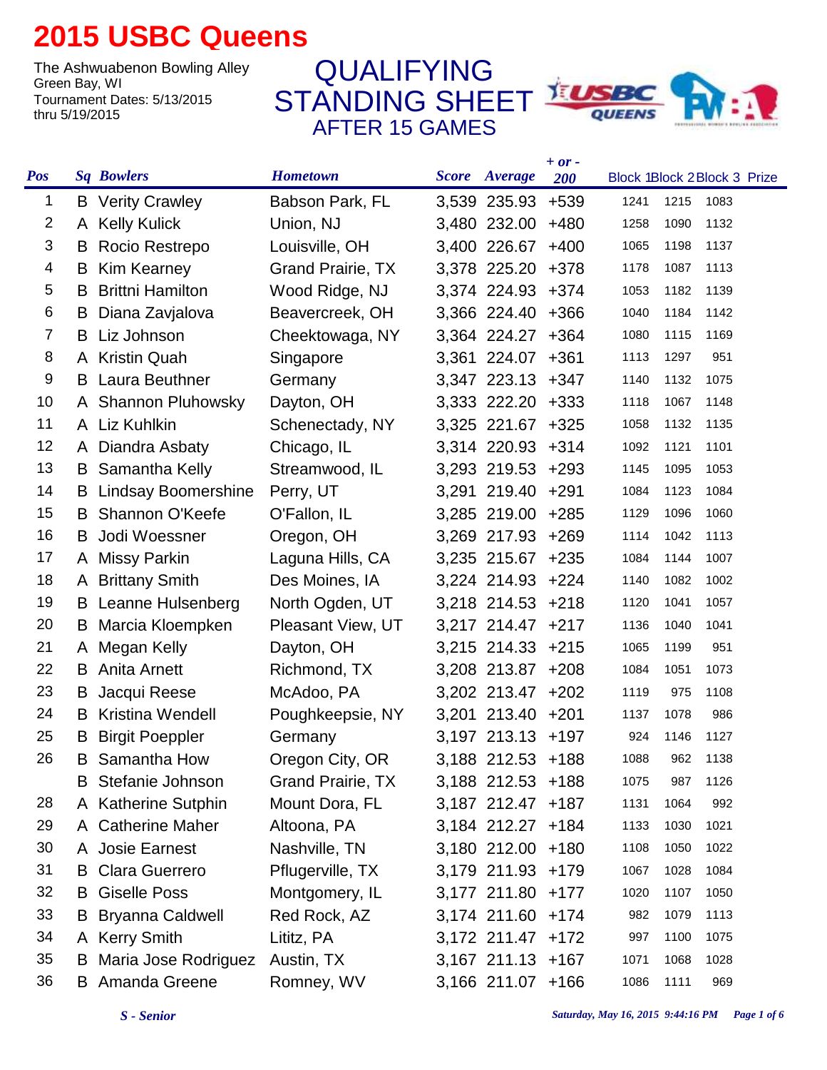# 2015 USBC Queens

The Ashwuabenon Bowling Alley
Green Bay, WI
Tournament Dates: 5/13/2015 thru 5/19/2015

## QUALIFYING STANDING SHEET
### AFTER 15 GAMES

| Pos | Sq | Bowlers | Hometown | Score | Average | + or - 200 | Block 1 | Block 2 | Block 3 | Prize |
|---|---|---|---|---|---|---|---|---|---|---|
| 1 | B | Verity Crawley | Babson Park, FL | 3,539 | 235.93 | +539 | 1241 | 1215 | 1083 | |
| 2 | A | Kelly Kulick | Union, NJ | 3,480 | 232.00 | +480 | 1258 | 1090 | 1132 | |
| 3 | B | Rocio Restrepo | Louisville, OH | 3,400 | 226.67 | +400 | 1065 | 1198 | 1137 | |
| 4 | B | Kim Kearney | Grand Prairie, TX | 3,378 | 225.20 | +378 | 1178 | 1087 | 1113 | |
| 5 | B | Brittni Hamilton | Wood Ridge, NJ | 3,374 | 224.93 | +374 | 1053 | 1182 | 1139 | |
| 6 | B | Diana Zavjalova | Beavercreek, OH | 3,366 | 224.40 | +366 | 1040 | 1184 | 1142 | |
| 7 | B | Liz Johnson | Cheektowaga, NY | 3,364 | 224.27 | +364 | 1080 | 1115 | 1169 | |
| 8 | A | Kristin Quah | Singapore | 3,361 | 224.07 | +361 | 1113 | 1297 | 951 | |
| 9 | B | Laura Beuthner | Germany | 3,347 | 223.13 | +347 | 1140 | 1132 | 1075 | |
| 10 | A | Shannon Pluhowsky | Dayton, OH | 3,333 | 222.20 | +333 | 1118 | 1067 | 1148 | |
| 11 | A | Liz Kuhlkin | Schenectady, NY | 3,325 | 221.67 | +325 | 1058 | 1132 | 1135 | |
| 12 | A | Diandra Asbaty | Chicago, IL | 3,314 | 220.93 | +314 | 1092 | 1121 | 1101 | |
| 13 | B | Samantha Kelly | Streamwood, IL | 3,293 | 219.53 | +293 | 1145 | 1095 | 1053 | |
| 14 | B | Lindsay Boomershine | Perry, UT | 3,291 | 219.40 | +291 | 1084 | 1123 | 1084 | |
| 15 | B | Shannon O'Keefe | O'Fallon, IL | 3,285 | 219.00 | +285 | 1129 | 1096 | 1060 | |
| 16 | B | Jodi Woessner | Oregon, OH | 3,269 | 217.93 | +269 | 1114 | 1042 | 1113 | |
| 17 | A | Missy Parkin | Laguna Hills, CA | 3,235 | 215.67 | +235 | 1084 | 1144 | 1007 | |
| 18 | A | Brittany Smith | Des Moines, IA | 3,224 | 214.93 | +224 | 1140 | 1082 | 1002 | |
| 19 | B | Leanne Hulsenberg | North Ogden, UT | 3,218 | 214.53 | +218 | 1120 | 1041 | 1057 | |
| 20 | B | Marcia Kloempken | Pleasant View, UT | 3,217 | 214.47 | +217 | 1136 | 1040 | 1041 | |
| 21 | A | Megan Kelly | Dayton, OH | 3,215 | 214.33 | +215 | 1065 | 1199 | 951 | |
| 22 | B | Anita Arnett | Richmond, TX | 3,208 | 213.87 | +208 | 1084 | 1051 | 1073 | |
| 23 | B | Jacqui Reese | McAdoo, PA | 3,202 | 213.47 | +202 | 1119 | 975 | 1108 | |
| 24 | B | Kristina Wendell | Poughkeepsie, NY | 3,201 | 213.40 | +201 | 1137 | 1078 | 986 | |
| 25 | B | Birgit Poeppler | Germany | 3,197 | 213.13 | +197 | 924 | 1146 | 1127 | |
| 26 | B | Samantha How | Oregon City, OR | 3,188 | 212.53 | +188 | 1088 | 962 | 1138 | |
| | B | Stefanie Johnson | Grand Prairie, TX | 3,188 | 212.53 | +188 | 1075 | 987 | 1126 | |
| 28 | A | Katherine Sutphin | Mount Dora, FL | 3,187 | 212.47 | +187 | 1131 | 1064 | 992 | |
| 29 | A | Catherine Maher | Altoona, PA | 3,184 | 212.27 | +184 | 1133 | 1030 | 1021 | |
| 30 | A | Josie Earnest | Nashville, TN | 3,180 | 212.00 | +180 | 1108 | 1050 | 1022 | |
| 31 | B | Clara Guerrero | Pflugerville, TX | 3,179 | 211.93 | +179 | 1067 | 1028 | 1084 | |
| 32 | B | Giselle Poss | Montgomery, IL | 3,177 | 211.80 | +177 | 1020 | 1107 | 1050 | |
| 33 | B | Bryanna Caldwell | Red Rock, AZ | 3,174 | 211.60 | +174 | 982 | 1079 | 1113 | |
| 34 | A | Kerry Smith | Lititz, PA | 3,172 | 211.47 | +172 | 997 | 1100 | 1075 | |
| 35 | B | Maria Jose Rodriguez | Austin, TX | 3,167 | 211.13 | +167 | 1071 | 1068 | 1028 | |
| 36 | B | Amanda Greene | Romney, WV | 3,166 | 211.07 | +166 | 1086 | 1111 | 969 | |

*S - Senior*

*Saturday, May 16, 2015 9:44:16 PM*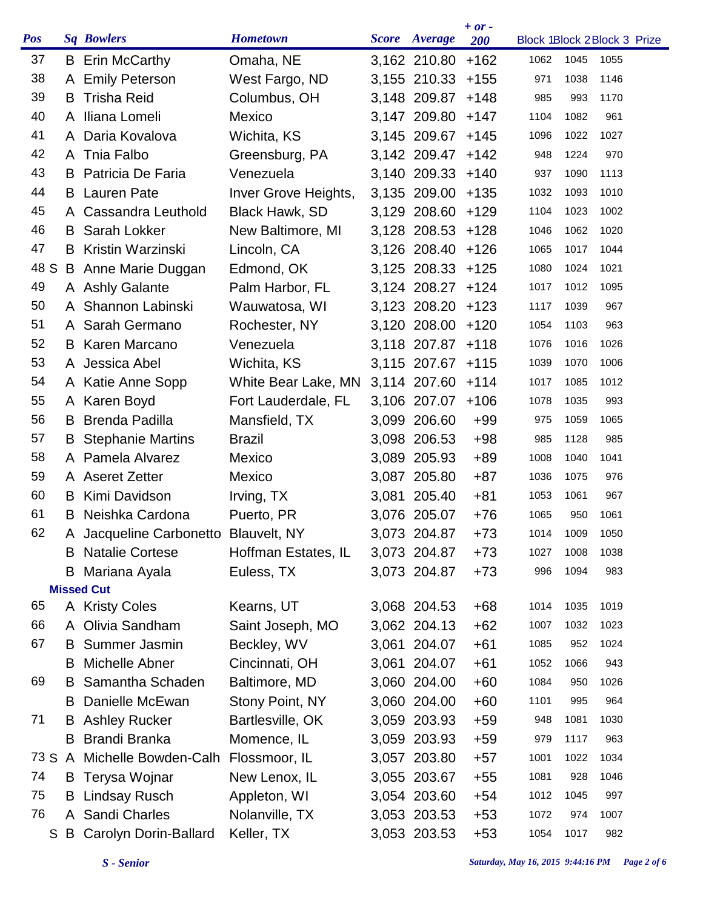| Pos | Sq | Bowlers | Hometown | Score | Average | + or - 200 | Block 1 | Block 2 | Block 3 | Prize |
|---|---|---|---|---|---|---|---|---|---|---|
| 37 | B | Erin McCarthy | Omaha, NE | 3,162 | 210.80 | +162 | 1062 | 1045 | 1055 | |
| 38 | A | Emily Peterson | West Fargo, ND | 3,155 | 210.33 | +155 | 971 | 1038 | 1146 | |
| 39 | B | Trisha Reid | Columbus, OH | 3,148 | 209.87 | +148 | 985 | 993 | 1170 | |
| 40 | A | Iliana Lomeli | Mexico | 3,147 | 209.80 | +147 | 1104 | 1082 | 961 | |
| 41 | A | Daria Kovalova | Wichita, KS | 3,145 | 209.67 | +145 | 1096 | 1022 | 1027 | |
| 42 | A | Tnia Falbo | Greensburg, PA | 3,142 | 209.47 | +142 | 948 | 1224 | 970 | |
| 43 | B | Patricia De Faria | Venezuela | 3,140 | 209.33 | +140 | 937 | 1090 | 1113 | |
| 44 | B | Lauren Pate | Inver Grove Heights, | 3,135 | 209.00 | +135 | 1032 | 1093 | 1010 | |
| 45 | A | Cassandra Leuthold | Black Hawk, SD | 3,129 | 208.60 | +129 | 1104 | 1023 | 1002 | |
| 46 | B | Sarah Lokker | New Baltimore, MI | 3,128 | 208.53 | +128 | 1046 | 1062 | 1020 | |
| 47 | B | Kristin Warzinski | Lincoln, CA | 3,126 | 208.40 | +126 | 1065 | 1017 | 1044 | |
| 48 S | B | Anne Marie Duggan | Edmond, OK | 3,125 | 208.33 | +125 | 1080 | 1024 | 1021 | |
| 49 | A | Ashly Galante | Palm Harbor, FL | 3,124 | 208.27 | +124 | 1017 | 1012 | 1095 | |
| 50 | A | Shannon Labinski | Wauwatosa, WI | 3,123 | 208.20 | +123 | 1117 | 1039 | 967 | |
| 51 | A | Sarah Germano | Rochester, NY | 3,120 | 208.00 | +120 | 1054 | 1103 | 963 | |
| 52 | B | Karen Marcano | Venezuela | 3,118 | 207.87 | +118 | 1076 | 1016 | 1026 | |
| 53 | A | Jessica Abel | Wichita, KS | 3,115 | 207.67 | +115 | 1039 | 1070 | 1006 | |
| 54 | A | Katie Anne Sopp | White Bear Lake, MN | 3,114 | 207.60 | +114 | 1017 | 1085 | 1012 | |
| 55 | A | Karen Boyd | Fort Lauderdale, FL | 3,106 | 207.07 | +106 | 1078 | 1035 | 993 | |
| 56 | B | Brenda Padilla | Mansfield, TX | 3,099 | 206.60 | +99 | 975 | 1059 | 1065 | |
| 57 | B | Stephanie Martins | Brazil | 3,098 | 206.53 | +98 | 985 | 1128 | 985 | |
| 58 | A | Pamela Alvarez | Mexico | 3,089 | 205.93 | +89 | 1008 | 1040 | 1041 | |
| 59 | A | Aseret Zetter | Mexico | 3,087 | 205.80 | +87 | 1036 | 1075 | 976 | |
| 60 | B | Kimi Davidson | Irving, TX | 3,081 | 205.40 | +81 | 1053 | 1061 | 967 | |
| 61 | B | Neishka Cardona | Puerto, PR | 3,076 | 205.07 | +76 | 1065 | 950 | 1061 | |
| 62 | A | Jacqueline Carbonetto | Blauvelt, NY | 3,073 | 204.87 | +73 | 1014 | 1009 | 1050 | |
| | B | Natalie Cortese | Hoffman Estates, IL | 3,073 | 204.87 | +73 | 1027 | 1008 | 1038 | |
| | B | Mariana Ayala | Euless, TX | 3,073 | 204.87 | +73 | 996 | 1094 | 983 | |
| **Missed Cut** | | | | | | | | | | |
| 65 | A | Kristy Coles | Kearns, UT | 3,068 | 204.53 | +68 | 1014 | 1035 | 1019 | |
| 66 | A | Olivia Sandham | Saint Joseph, MO | 3,062 | 204.13 | +62 | 1007 | 1032 | 1023 | |
| 67 | B | Summer Jasmin | Beckley, WV | 3,061 | 204.07 | +61 | 1085 | 952 | 1024 | |
| | B | Michelle Abner | Cincinnati, OH | 3,061 | 204.07 | +61 | 1052 | 1066 | 943 | |
| 69 | B | Samantha Schaden | Baltimore, MD | 3,060 | 204.00 | +60 | 1084 | 950 | 1026 | |
| | B | Danielle McEwan | Stony Point, NY | 3,060 | 204.00 | +60 | 1101 | 995 | 964 | |
| 71 | B | Ashley Rucker | Bartlesville, OK | 3,059 | 203.93 | +59 | 948 | 1081 | 1030 | |
| | B | Brandi Branka | Momence, IL | 3,059 | 203.93 | +59 | 979 | 1117 | 963 | |
| 73 S | A | Michelle Bowden-Calh | Flossmoor, IL | 3,057 | 203.80 | +57 | 1001 | 1022 | 1034 | |
| 74 | B | Terysa Wojnar | New Lenox, IL | 3,055 | 203.67 | +55 | 1081 | 928 | 1046 | |
| 75 | B | Lindsay Rusch | Appleton, WI | 3,054 | 203.60 | +54 | 1012 | 1045 | 997 | |
| 76 | A | Sandi Charles | Nolanville, TX | 3,053 | 203.53 | +53 | 1072 | 974 | 1007 | |
| S | B | Carolyn Dorin-Ballard | Keller, TX | 3,053 | 203.53 | +53 | 1054 | 1017 | 982 | |

*S - Senior*

*Saturday, May 16, 2015 9:44:16 PM*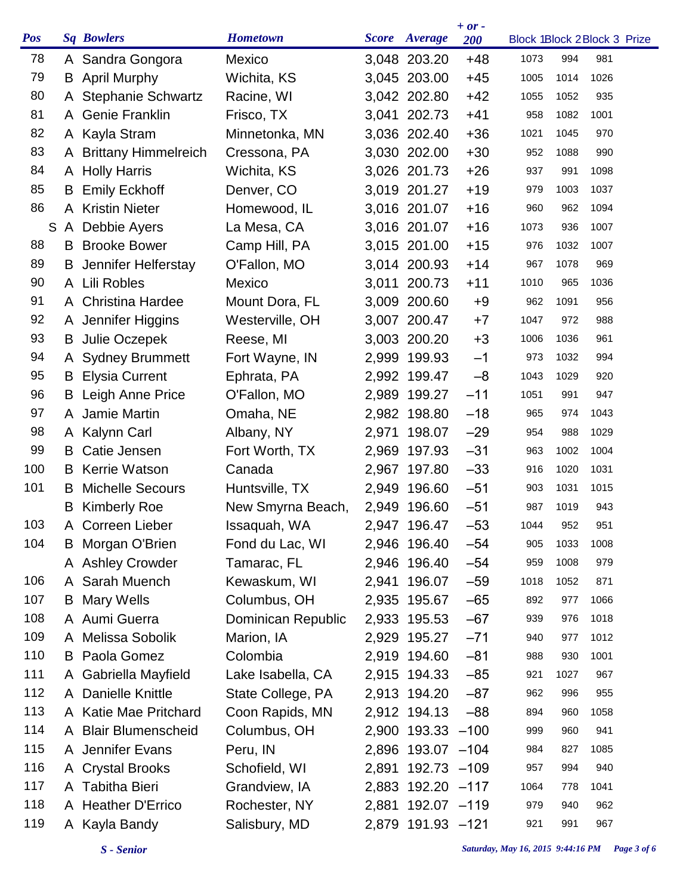| Pos | Sq | Bowlers | Hometown | Score | Average | + or - 200 | Block 1 | Block 2 | Block 3 | Prize |
|---|---|---|---|---|---|---|---|---|---|---|
| 78 | A | Sandra Gongora | Mexico | 3,048 | 203.20 | +48 | 1073 | 994 | 981 | |
| 79 | B | April Murphy | Wichita, KS | 3,045 | 203.00 | +45 | 1005 | 1014 | 1026 | |
| 80 | A | Stephanie Schwartz | Racine, WI | 3,042 | 202.80 | +42 | 1055 | 1052 | 935 | |
| 81 | A | Genie Franklin | Frisco, TX | 3,041 | 202.73 | +41 | 958 | 1082 | 1001 | |
| 82 | A | Kayla Stram | Minnetonka, MN | 3,036 | 202.40 | +36 | 1021 | 1045 | 970 | |
| 83 | A | Brittany Himmelreich | Cressona, PA | 3,030 | 202.00 | +30 | 952 | 1088 | 990 | |
| 84 | A | Holly Harris | Wichita, KS | 3,026 | 201.73 | +26 | 937 | 991 | 1098 | |
| 85 | B | Emily Eckhoff | Denver, CO | 3,019 | 201.27 | +19 | 979 | 1003 | 1037 | |
| 86 | A | Kristin Nieter | Homewood, IL | 3,016 | 201.07 | +16 | 960 | 962 | 1094 | |
| S | A | Debbie Ayers | La Mesa, CA | 3,016 | 201.07 | +16 | 1073 | 936 | 1007 | |
| 88 | B | Brooke Bower | Camp Hill, PA | 3,015 | 201.00 | +15 | 976 | 1032 | 1007 | |
| 89 | B | Jennifer Helferstay | O'Fallon, MO | 3,014 | 200.93 | +14 | 967 | 1078 | 969 | |
| 90 | A | Lili Robles | Mexico | 3,011 | 200.73 | +11 | 1010 | 965 | 1036 | |
| 91 | A | Christina Hardee | Mount Dora, FL | 3,009 | 200.60 | +9 | 962 | 1091 | 956 | |
| 92 | A | Jennifer Higgins | Westerville, OH | 3,007 | 200.47 | +7 | 1047 | 972 | 988 | |
| 93 | B | Julie Oczepek | Reese, MI | 3,003 | 200.20 | +3 | 1006 | 1036 | 961 | |
| 94 | A | Sydney Brummett | Fort Wayne, IN | 2,999 | 199.93 | –1 | 973 | 1032 | 994 | |
| 95 | B | Elysia Current | Ephrata, PA | 2,992 | 199.47 | –8 | 1043 | 1029 | 920 | |
| 96 | B | Leigh Anne Price | O'Fallon, MO | 2,989 | 199.27 | –11 | 1051 | 991 | 947 | |
| 97 | A | Jamie Martin | Omaha, NE | 2,982 | 198.80 | –18 | 965 | 974 | 1043 | |
| 98 | A | Kalynn Carl | Albany, NY | 2,971 | 198.07 | –29 | 954 | 988 | 1029 | |
| 99 | B | Catie Jensen | Fort Worth, TX | 2,969 | 197.93 | –31 | 963 | 1002 | 1004 | |
| 100 | B | Kerrie Watson | Canada | 2,967 | 197.80 | –33 | 916 | 1020 | 1031 | |
| 101 | B | Michelle Secours | Huntsville, TX | 2,949 | 196.60 | –51 | 903 | 1031 | 1015 | |
| | B | Kimberly Roe | New Smyrna Beach, | 2,949 | 196.60 | –51 | 987 | 1019 | 943 | |
| 103 | A | Correen Lieber | Issaquah, WA | 2,947 | 196.47 | –53 | 1044 | 952 | 951 | |
| 104 | B | Morgan O'Brien | Fond du Lac, WI | 2,946 | 196.40 | –54 | 905 | 1033 | 1008 | |
| | A | Ashley Crowder | Tamarac, FL | 2,946 | 196.40 | –54 | 959 | 1008 | 979 | |
| 106 | A | Sarah Muench | Kewaskum, WI | 2,941 | 196.07 | –59 | 1018 | 1052 | 871 | |
| 107 | B | Mary Wells | Columbus, OH | 2,935 | 195.67 | –65 | 892 | 977 | 1066 | |
| 108 | A | Aumi Guerra | Dominican Republic | 2,933 | 195.53 | –67 | 939 | 976 | 1018 | |
| 109 | A | Melissa Sobolik | Marion, IA | 2,929 | 195.27 | –71 | 940 | 977 | 1012 | |
| 110 | B | Paola Gomez | Colombia | 2,919 | 194.60 | –81 | 988 | 930 | 1001 | |
| 111 | A | Gabriella Mayfield | Lake Isabella, CA | 2,915 | 194.33 | –85 | 921 | 1027 | 967 | |
| 112 | A | Danielle Knittle | State College, PA | 2,913 | 194.20 | –87 | 962 | 996 | 955 | |
| 113 | A | Katie Mae Pritchard | Coon Rapids, MN | 2,912 | 194.13 | –88 | 894 | 960 | 1058 | |
| 114 | A | Blair Blumenscheid | Columbus, OH | 2,900 | 193.33 | –100 | 999 | 960 | 941 | |
| 115 | A | Jennifer Evans | Peru, IN | 2,896 | 193.07 | –104 | 984 | 827 | 1085 | |
| 116 | A | Crystal Brooks | Schofield, WI | 2,891 | 192.73 | –109 | 957 | 994 | 940 | |
| 117 | A | Tabitha Bieri | Grandview, IA | 2,883 | 192.20 | –117 | 1064 | 778 | 1041 | |
| 118 | A | Heather D'Errico | Rochester, NY | 2,881 | 192.07 | –119 | 979 | 940 | 962 | |
| 119 | A | Kayla Bandy | Salisbury, MD | 2,879 | 191.93 | –121 | 921 | 991 | 967 | |

*S - Senior*

*Saturday, May 16, 2015 9:44:16 PM*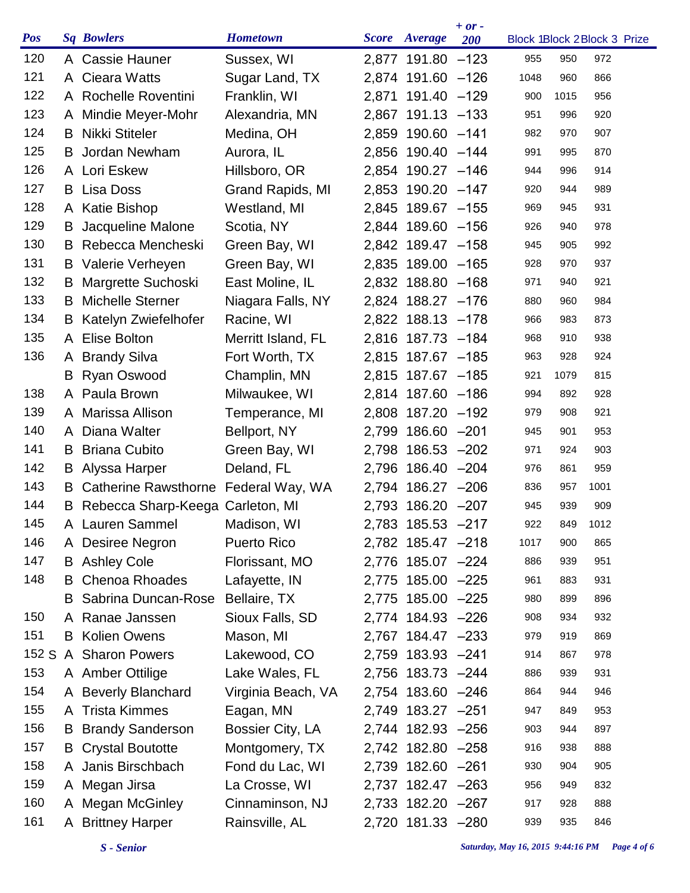| Pos | Sq | Bowlers | Hometown | Score | Average | + or - 200 | Block 1 | Block 2 | Block 3 | Prize |
|---|---|---|---|---|---|---|---|---|---|---|
| 120 | A | Cassie Hauner | Sussex, WI | 2,877 | 191.80 | –123 | 955 | 950 | 972 | |
| 121 | A | Cieara Watts | Sugar Land, TX | 2,874 | 191.60 | –126 | 1048 | 960 | 866 | |
| 122 | A | Rochelle Roventini | Franklin, WI | 2,871 | 191.40 | –129 | 900 | 1015 | 956 | |
| 123 | A | Mindie Meyer-Mohr | Alexandria, MN | 2,867 | 191.13 | –133 | 951 | 996 | 920 | |
| 124 | B | Nikki Stiteler | Medina, OH | 2,859 | 190.60 | –141 | 982 | 970 | 907 | |
| 125 | B | Jordan Newham | Aurora, IL | 2,856 | 190.40 | –144 | 991 | 995 | 870 | |
| 126 | A | Lori Eskew | Hillsboro, OR | 2,854 | 190.27 | –146 | 944 | 996 | 914 | |
| 127 | B | Lisa Doss | Grand Rapids, MI | 2,853 | 190.20 | –147 | 920 | 944 | 989 | |
| 128 | A | Katie Bishop | Westland, MI | 2,845 | 189.67 | –155 | 969 | 945 | 931 | |
| 129 | B | Jacqueline Malone | Scotia, NY | 2,844 | 189.60 | –156 | 926 | 940 | 978 | |
| 130 | B | Rebecca Mencheski | Green Bay, WI | 2,842 | 189.47 | –158 | 945 | 905 | 992 | |
| 131 | B | Valerie Verheyen | Green Bay, WI | 2,835 | 189.00 | –165 | 928 | 970 | 937 | |
| 132 | B | Margrette Suchoski | East Moline, IL | 2,832 | 188.80 | –168 | 971 | 940 | 921 | |
| 133 | B | Michelle Sterner | Niagara Falls, NY | 2,824 | 188.27 | –176 | 880 | 960 | 984 | |
| 134 | B | Katelyn Zwiefelhofer | Racine, WI | 2,822 | 188.13 | –178 | 966 | 983 | 873 | |
| 135 | A | Elise Bolton | Merritt Island, FL | 2,816 | 187.73 | –184 | 968 | 910 | 938 | |
| 136 | A | Brandy Silva | Fort Worth, TX | 2,815 | 187.67 | –185 | 963 | 928 | 924 | |
| | B | Ryan Oswood | Champlin, MN | 2,815 | 187.67 | –185 | 921 | 1079 | 815 | |
| 138 | A | Paula Brown | Milwaukee, WI | 2,814 | 187.60 | –186 | 994 | 892 | 928 | |
| 139 | A | Marissa Allison | Temperance, MI | 2,808 | 187.20 | –192 | 979 | 908 | 921 | |
| 140 | A | Diana Walter | Bellport, NY | 2,799 | 186.60 | –201 | 945 | 901 | 953 | |
| 141 | B | Briana Cubito | Green Bay, WI | 2,798 | 186.53 | –202 | 971 | 924 | 903 | |
| 142 | B | Alyssa Harper | Deland, FL | 2,796 | 186.40 | –204 | 976 | 861 | 959 | |
| 143 | B | Catherine Rawsthorne | Federal Way, WA | 2,794 | 186.27 | –206 | 836 | 957 | 1001 | |
| 144 | B | Rebecca Sharp-Keega | Carleton, MI | 2,793 | 186.20 | –207 | 945 | 939 | 909 | |
| 145 | A | Lauren Sammel | Madison, WI | 2,783 | 185.53 | –217 | 922 | 849 | 1012 | |
| 146 | A | Desiree Negron | Puerto Rico | 2,782 | 185.47 | –218 | 1017 | 900 | 865 | |
| 147 | B | Ashley Cole | Florissant, MO | 2,776 | 185.07 | –224 | 886 | 939 | 951 | |
| 148 | B | Chenoa Rhoades | Lafayette, IN | 2,775 | 185.00 | –225 | 961 | 883 | 931 | |
| | B | Sabrina Duncan-Rose | Bellaire, TX | 2,775 | 185.00 | –225 | 980 | 899 | 896 | |
| 150 | A | Ranae Janssen | Sioux Falls, SD | 2,774 | 184.93 | –226 | 908 | 934 | 932 | |
| 151 | B | Kolien Owens | Mason, MI | 2,767 | 184.47 | –233 | 979 | 919 | 869 | |
| 152 S | A | Sharon Powers | Lakewood, CO | 2,759 | 183.93 | –241 | 914 | 867 | 978 | |
| 153 | A | Amber Ottilige | Lake Wales, FL | 2,756 | 183.73 | –244 | 886 | 939 | 931 | |
| 154 | A | Beverly Blanchard | Virginia Beach, VA | 2,754 | 183.60 | –246 | 864 | 944 | 946 | |
| 155 | A | Trista Kimmes | Eagan, MN | 2,749 | 183.27 | –251 | 947 | 849 | 953 | |
| 156 | B | Brandy Sanderson | Bossier City, LA | 2,744 | 182.93 | –256 | 903 | 944 | 897 | |
| 157 | B | Crystal Boutotte | Montgomery, TX | 2,742 | 182.80 | –258 | 916 | 938 | 888 | |
| 158 | A | Janis Birschbach | Fond du Lac, WI | 2,739 | 182.60 | –261 | 930 | 904 | 905 | |
| 159 | A | Megan Jirsa | La Crosse, WI | 2,737 | 182.47 | –263 | 956 | 949 | 832 | |
| 160 | A | Megan McGinley | Cinnaminson, NJ | 2,733 | 182.20 | –267 | 917 | 928 | 888 | |
| 161 | A | Brittney Harper | Rainsville, AL | 2,720 | 181.33 | –280 | 939 | 935 | 846 | |

*S - Senior*

*Saturday, May 16, 2015 9:44:16 PM*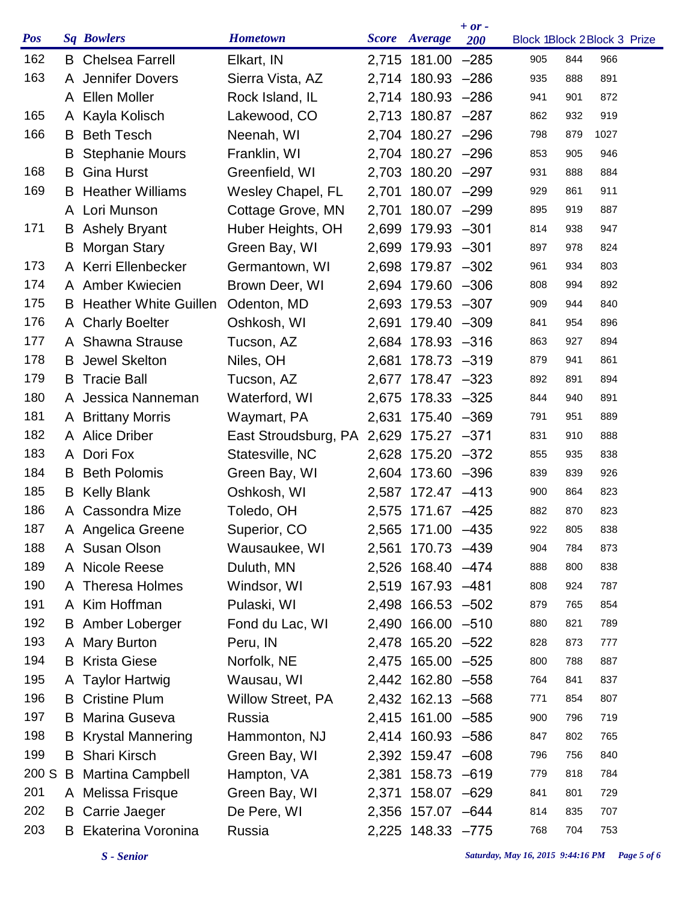| Pos | Sq | Bowlers | Hometown | Score | Average | + or - 200 | Block 1 | Block 2 | Block 3 | Prize |
|---|---|---|---|---|---|---|---|---|---|---|
| 162 | B | Chelsea Farrell | Elkart, IN | 2,715 | 181.00 | –285 | 905 | 844 | 966 | |
| 163 | A | Jennifer Dovers | Sierra Vista, AZ | 2,714 | 180.93 | –286 | 935 | 888 | 891 | |
| | A | Ellen Moller | Rock Island, IL | 2,714 | 180.93 | –286 | 941 | 901 | 872 | |
| 165 | A | Kayla Kolisch | Lakewood, CO | 2,713 | 180.87 | –287 | 862 | 932 | 919 | |
| 166 | B | Beth Tesch | Neenah, WI | 2,704 | 180.27 | –296 | 798 | 879 | 1027 | |
| | B | Stephanie Mours | Franklin, WI | 2,704 | 180.27 | –296 | 853 | 905 | 946 | |
| 168 | B | Gina Hurst | Greenfield, WI | 2,703 | 180.20 | –297 | 931 | 888 | 884 | |
| 169 | B | Heather Williams | Wesley Chapel, FL | 2,701 | 180.07 | –299 | 929 | 861 | 911 | |
| | A | Lori Munson | Cottage Grove, MN | 2,701 | 180.07 | –299 | 895 | 919 | 887 | |
| 171 | B | Ashely Bryant | Huber Heights, OH | 2,699 | 179.93 | –301 | 814 | 938 | 947 | |
| | B | Morgan Stary | Green Bay, WI | 2,699 | 179.93 | –301 | 897 | 978 | 824 | |
| 173 | A | Kerri Ellenbecker | Germantown, WI | 2,698 | 179.87 | –302 | 961 | 934 | 803 | |
| 174 | A | Amber Kwiecien | Brown Deer, WI | 2,694 | 179.60 | –306 | 808 | 994 | 892 | |
| 175 | B | Heather White Guillen | Odenton, MD | 2,693 | 179.53 | –307 | 909 | 944 | 840 | |
| 176 | A | Charly Boelter | Oshkosh, WI | 2,691 | 179.40 | –309 | 841 | 954 | 896 | |
| 177 | A | Shawna Strause | Tucson, AZ | 2,684 | 178.93 | –316 | 863 | 927 | 894 | |
| 178 | B | Jewel Skelton | Niles, OH | 2,681 | 178.73 | –319 | 879 | 941 | 861 | |
| 179 | B | Tracie Ball | Tucson, AZ | 2,677 | 178.47 | –323 | 892 | 891 | 894 | |
| 180 | A | Jessica Nanneman | Waterford, WI | 2,675 | 178.33 | –325 | 844 | 940 | 891 | |
| 181 | A | Brittany Morris | Waymart, PA | 2,631 | 175.40 | –369 | 791 | 951 | 889 | |
| 182 | A | Alice Driber | East Stroudsburg, PA | 2,629 | 175.27 | –371 | 831 | 910 | 888 | |
| 183 | A | Dori Fox | Statesville, NC | 2,628 | 175.20 | –372 | 855 | 935 | 838 | |
| 184 | B | Beth Polomis | Green Bay, WI | 2,604 | 173.60 | –396 | 839 | 839 | 926 | |
| 185 | B | Kelly Blank | Oshkosh, WI | 2,587 | 172.47 | –413 | 900 | 864 | 823 | |
| 186 | A | Cassondra Mize | Toledo, OH | 2,575 | 171.67 | –425 | 882 | 870 | 823 | |
| 187 | A | Angelica Greene | Superior, CO | 2,565 | 171.00 | –435 | 922 | 805 | 838 | |
| 188 | A | Susan Olson | Wausaukee, WI | 2,561 | 170.73 | –439 | 904 | 784 | 873 | |
| 189 | A | Nicole Reese | Duluth, MN | 2,526 | 168.40 | –474 | 888 | 800 | 838 | |
| 190 | A | Theresa Holmes | Windsor, WI | 2,519 | 167.93 | –481 | 808 | 924 | 787 | |
| 191 | A | Kim Hoffman | Pulaski, WI | 2,498 | 166.53 | –502 | 879 | 765 | 854 | |
| 192 | B | Amber Loberger | Fond du Lac, WI | 2,490 | 166.00 | –510 | 880 | 821 | 789 | |
| 193 | A | Mary Burton | Peru, IN | 2,478 | 165.20 | –522 | 828 | 873 | 777 | |
| 194 | B | Krista Giese | Norfolk, NE | 2,475 | 165.00 | –525 | 800 | 788 | 887 | |
| 195 | A | Taylor Hartwig | Wausau, WI | 2,442 | 162.80 | –558 | 764 | 841 | 837 | |
| 196 | B | Cristine Plum | Willow Street, PA | 2,432 | 162.13 | –568 | 771 | 854 | 807 | |
| 197 | B | Marina Guseva | Russia | 2,415 | 161.00 | –585 | 900 | 796 | 719 | |
| 198 | B | Krystal Mannering | Hammonton, NJ | 2,414 | 160.93 | –586 | 847 | 802 | 765 | |
| 199 | B | Shari Kirsch | Green Bay, WI | 2,392 | 159.47 | –608 | 796 | 756 | 840 | |
| 200 S | B | Martina Campbell | Hampton, VA | 2,381 | 158.73 | –619 | 779 | 818 | 784 | |
| 201 | A | Melissa Frisque | Green Bay, WI | 2,371 | 158.07 | –629 | 841 | 801 | 729 | |
| 202 | B | Carrie Jaeger | De Pere, WI | 2,356 | 157.07 | –644 | 814 | 835 | 707 | |
| 203 | B | Ekaterina Voronina | Russia | 2,225 | 148.33 | –775 | 768 | 704 | 753 | |

*S - Senior*

*Saturday, May 16, 2015 9:44:16 PM*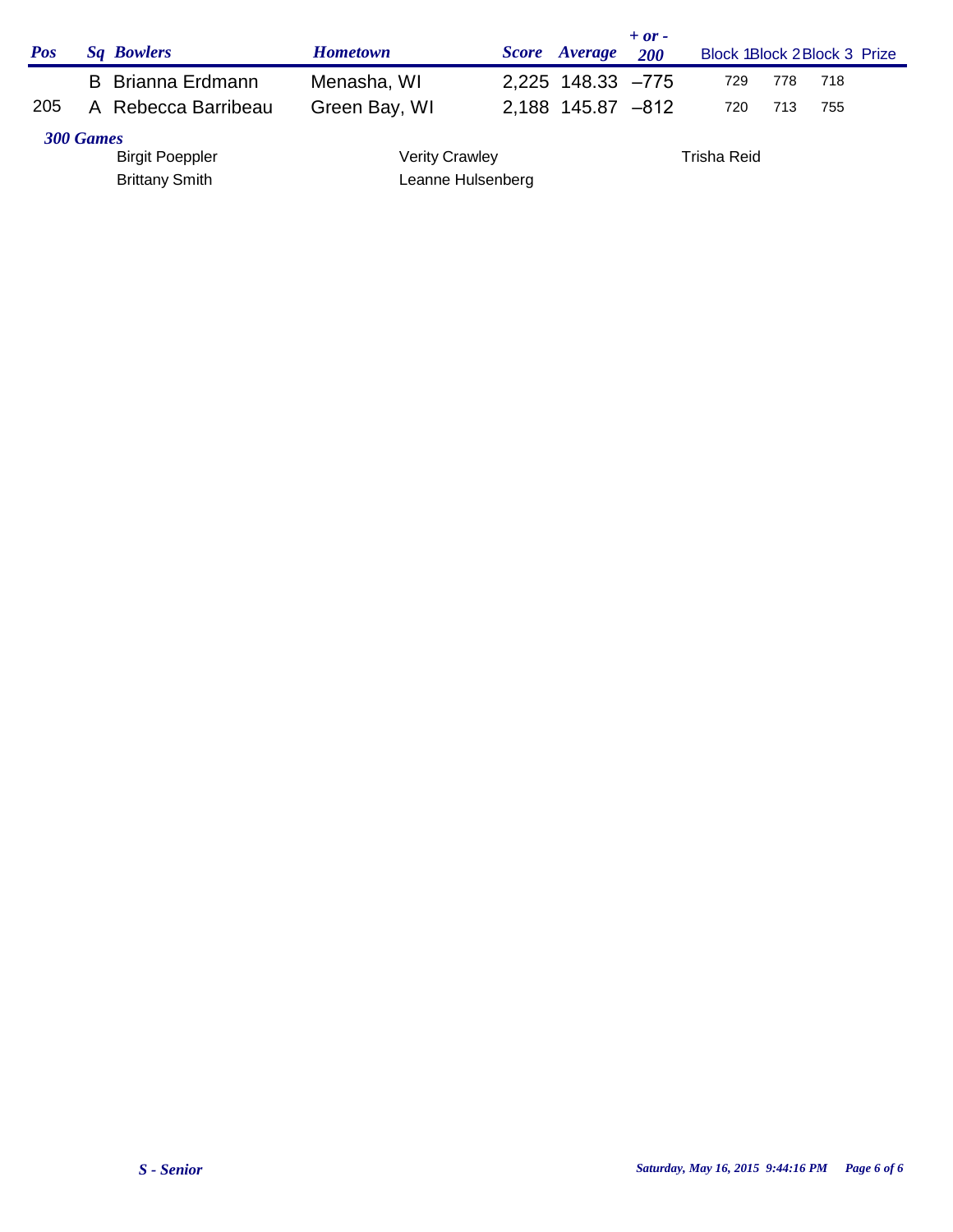| Pos | Sq | Bowlers | Hometown | Score | Average | + or - 200 | Block 1 | Block 2 | Block 3 | Prize |
|---|---|---|---|---|---|---|---|---|---|---|
| | B | Brianna Erdmann | Menasha, WI | 2,225 | 148.33 | –775 | 729 | 778 | 718 | |
| 205 | A | Rebecca Barribeau | Green Bay, WI | 2,188 | 145.87 | –812 | 720 | 713 | 755 | |

***300 Games***

| | | |
|---|---|---|
| Birgit Poeppler | Verity Crawley | Trisha Reid |
| Brittany Smith | Leanne Hulsenberg | |

*S - Senior*

*Saturday, May 16, 2015 9:44:16 PM*